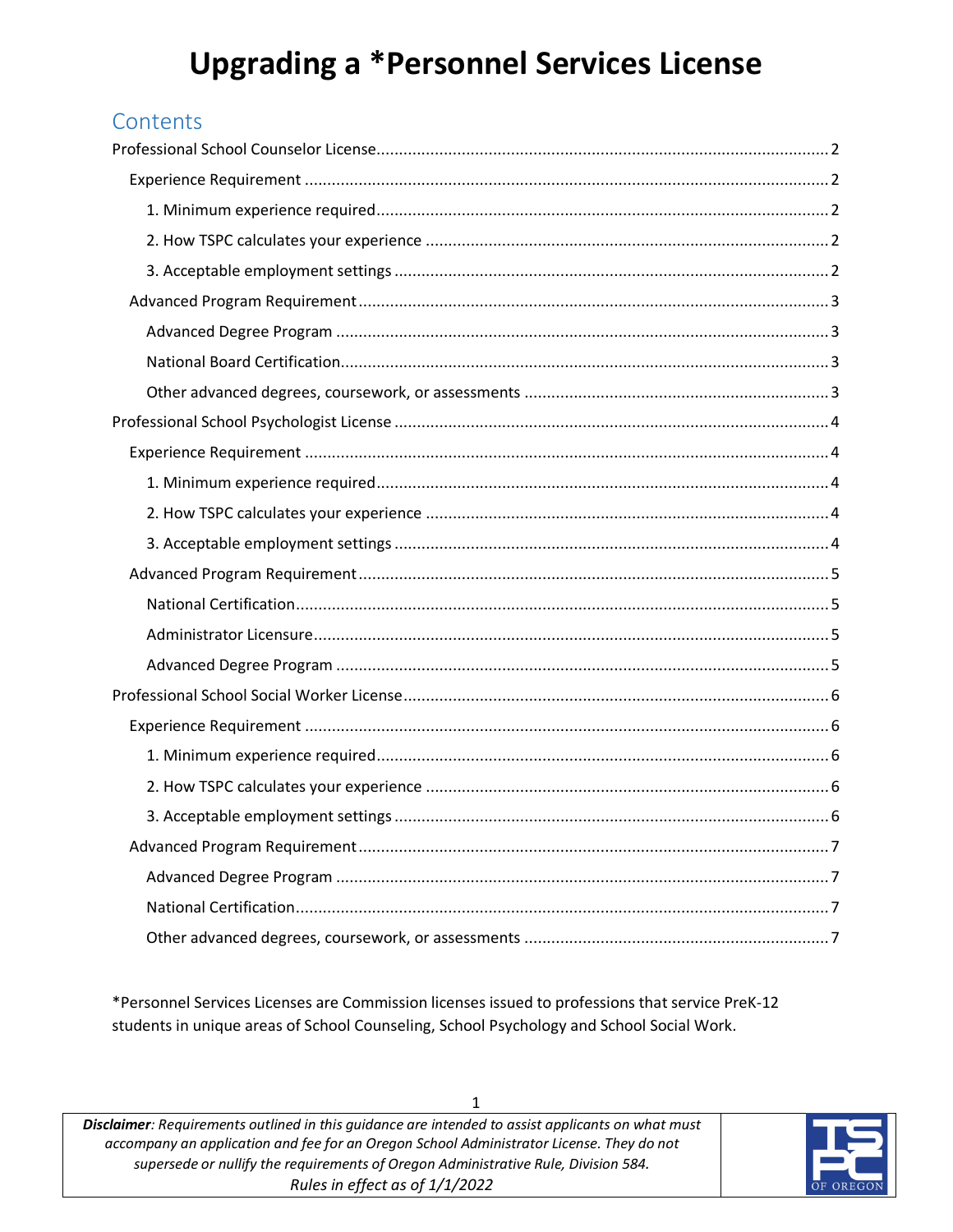# Upgrading a *Personnel Services License

## Contents

- Professional School Counselor License ........ 2
  - Experience Requirement ........ 2
    - 1. Minimum experience required ........ 2
    - 2. How TSPC calculates your experience ........ 2
    - 3. Acceptable employment settings ........ 2
  - Advanced Program Requirement ........ 3
    - Advanced Degree Program ........ 3
    - National Board Certification ........ 3
    - Other advanced degrees, coursework, or assessments ........ 3
- Professional School Psychologist License ........ 4
  - Experience Requirement ........ 4
    - 1. Minimum experience required ........ 4
    - 2. How TSPC calculates your experience ........ 4
    - 3. Acceptable employment settings ........ 4
  - Advanced Program Requirement ........ 5
    - National Certification ........ 5
    - Administrator Licensure ........ 5
    - Advanced Degree Program ........ 5
- Professional School Social Worker License ........ 6
  - Experience Requirement ........ 6
    - 1. Minimum experience required ........ 6
    - 2. How TSPC calculates your experience ........ 6
    - 3. Acceptable employment settings ........ 6
  - Advanced Program Requirement ........ 7
    - Advanced Degree Program ........ 7
    - National Certification ........ 7
    - Other advanced degrees, coursework, or assessments ........ 7

*Personnel Services Licenses are Commission licenses issued to professions that service PreK-12 students in unique areas of School Counseling, School Psychology and School Social Work.

***Disclaimer**: Requirements outlined in this guidance are intended to assist applicants on what must accompany an application and fee for an Oregon School Administrator License. They do not supersede or nullify the requirements of Oregon Administrative Rule, Division 584.*
*Rules in effect as of 1/1/2022*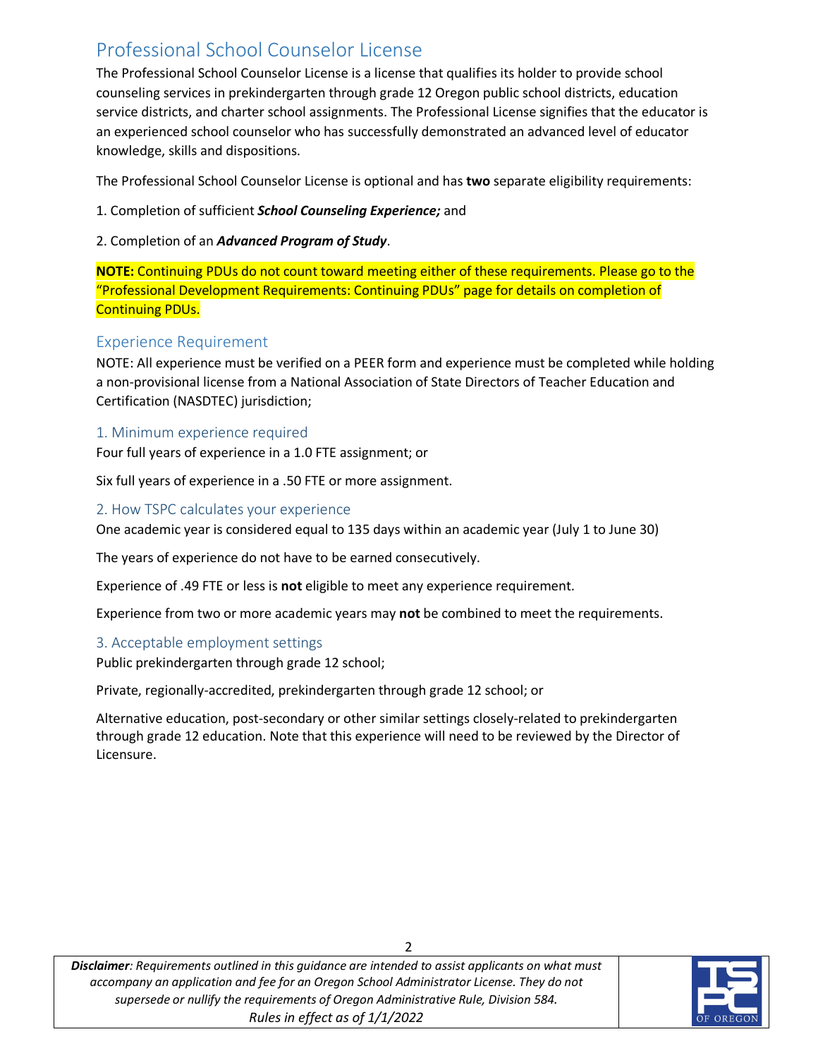# Professional School Counselor License

The Professional School Counselor License is a license that qualifies its holder to provide school counseling services in prekindergarten through grade 12 Oregon public school districts, education service districts, and charter school assignments. The Professional License signifies that the educator is an experienced school counselor who has successfully demonstrated an advanced level of educator knowledge, skills and dispositions.

The Professional School Counselor License is optional and has **two** separate eligibility requirements:

1. Completion of sufficient ***School Counseling Experience;*** and

2. Completion of an ***Advanced Program of Study***.

**NOTE:** Continuing PDUs do not count toward meeting either of these requirements. Please go to the "Professional Development Requirements: Continuing PDUs" page for details on completion of Continuing PDUs.

## Experience Requirement

NOTE: All experience must be verified on a PEER form and experience must be completed while holding a non-provisional license from a National Association of State Directors of Teacher Education and Certification (NASDTEC) jurisdiction;

### 1. Minimum experience required

Four full years of experience in a 1.0 FTE assignment; or

Six full years of experience in a .50 FTE or more assignment.

### 2. How TSPC calculates your experience

One academic year is considered equal to 135 days within an academic year (July 1 to June 30)

The years of experience do not have to be earned consecutively.

Experience of .49 FTE or less is **not** eligible to meet any experience requirement.

Experience from two or more academic years may **not** be combined to meet the requirements.

### 3. Acceptable employment settings

Public prekindergarten through grade 12 school;

Private, regionally-accredited, prekindergarten through grade 12 school; or

Alternative education, post-secondary or other similar settings closely-related to prekindergarten through grade 12 education. Note that this experience will need to be reviewed by the Director of Licensure.

***Disclaimer**: Requirements outlined in this guidance are intended to assist applicants on what must accompany an application and fee for an Oregon School Administrator License. They do not supersede or nullify the requirements of Oregon Administrative Rule, Division 584.*
*Rules in effect as of 1/1/2022*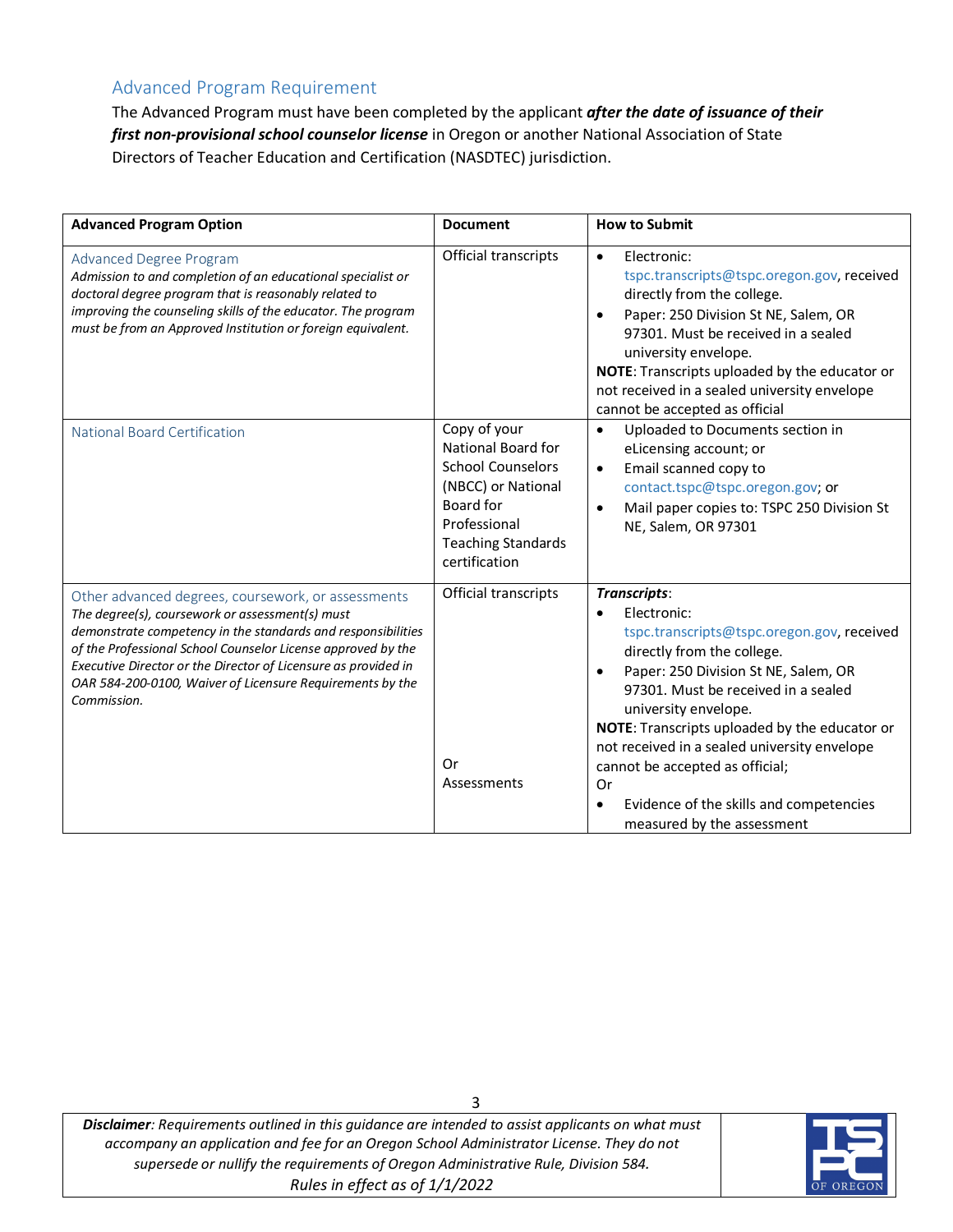## Advanced Program Requirement

The Advanced Program must have been completed by the applicant ***after the date of issuance of their first non-provisional school counselor license*** in Oregon or another National Association of State Directors of Teacher Education and Certification (NASDTEC) jurisdiction.

| Advanced Program Option | Document | How to Submit |
|---|---|---|
| Advanced Degree Program<br>*Admission to and completion of an educational specialist or doctoral degree program that is reasonably related to improving the counseling skills of the educator. The program must be from an Approved Institution or foreign equivalent.* | Official transcripts | • Electronic: tspc.transcripts@tspc.oregon.gov, received directly from the college.<br>• Paper: 250 Division St NE, Salem, OR 97301. Must be received in a sealed university envelope.<br>**NOTE**: Transcripts uploaded by the educator or not received in a sealed university envelope cannot be accepted as official |
| National Board Certification | Copy of your National Board for School Counselors (NBCC) or National Board for Professional Teaching Standards certification | • Uploaded to Documents section in eLicensing account; or<br>• Email scanned copy to contact.tspc@tspc.oregon.gov; or<br>• Mail paper copies to: TSPC 250 Division St NE, Salem, OR 97301 |
| Other advanced degrees, coursework, or assessments<br>*The degree(s), coursework or assessment(s) must demonstrate competency in the standards and responsibilities of the Professional School Counselor License approved by the Executive Director or the Director of Licensure as provided in OAR 584-200-0100, Waiver of Licensure Requirements by the Commission.* | Official transcripts<br><br>Or<br>Assessments | ***Transcripts***:<br>• Electronic: tspc.transcripts@tspc.oregon.gov, received directly from the college.<br>• Paper: 250 Division St NE, Salem, OR 97301. Must be received in a sealed university envelope.<br>**NOTE**: Transcripts uploaded by the educator or not received in a sealed university envelope cannot be accepted as official;<br>Or<br>• Evidence of the skills and competencies measured by the assessment |

***Disclaimer****: Requirements outlined in this guidance are intended to assist applicants on what must accompany an application and fee for an Oregon School Administrator License. They do not supersede or nullify the requirements of Oregon Administrative Rule, Division 584.*
*Rules in effect as of 1/1/2022*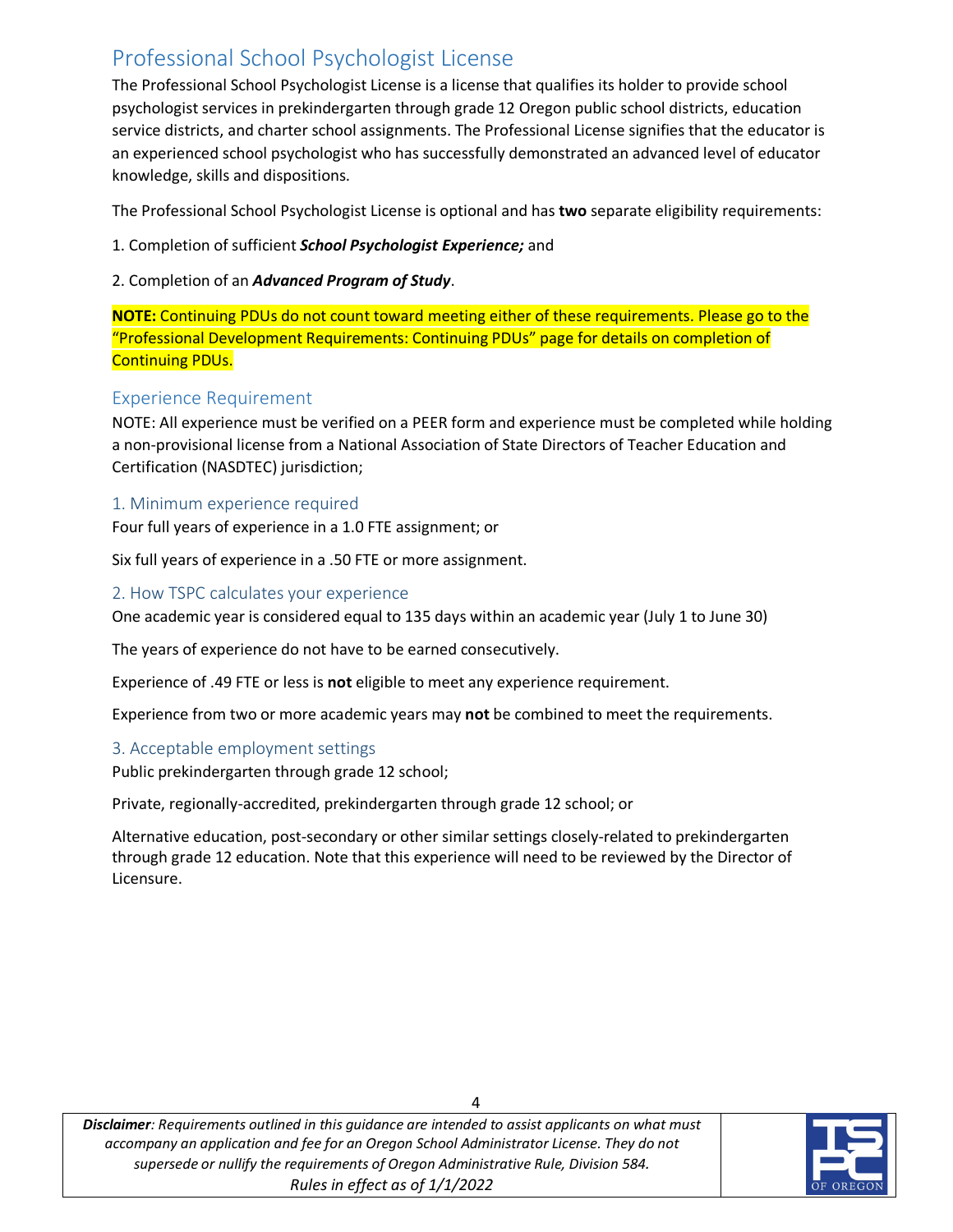## Professional School Psychologist License

The Professional School Psychologist License is a license that qualifies its holder to provide school psychologist services in prekindergarten through grade 12 Oregon public school districts, education service districts, and charter school assignments. The Professional License signifies that the educator is an experienced school psychologist who has successfully demonstrated an advanced level of educator knowledge, skills and dispositions.

The Professional School Psychologist License is optional and has **two** separate eligibility requirements:

1. Completion of sufficient ***School Psychologist Experience;*** and

2. Completion of an ***Advanced Program of Study***.

**NOTE:** Continuing PDUs do not count toward meeting either of these requirements. Please go to the "Professional Development Requirements: Continuing PDUs" page for details on completion of Continuing PDUs.

### Experience Requirement

NOTE: All experience must be verified on a PEER form and experience must be completed while holding a non-provisional license from a National Association of State Directors of Teacher Education and Certification (NASDTEC) jurisdiction;

#### 1. Minimum experience required

Four full years of experience in a 1.0 FTE assignment; or

Six full years of experience in a .50 FTE or more assignment.

#### 2. How TSPC calculates your experience

One academic year is considered equal to 135 days within an academic year (July 1 to June 30)

The years of experience do not have to be earned consecutively.

Experience of .49 FTE or less is **not** eligible to meet any experience requirement.

Experience from two or more academic years may **not** be combined to meet the requirements.

#### 3. Acceptable employment settings

Public prekindergarten through grade 12 school;

Private, regionally-accredited, prekindergarten through grade 12 school; or

Alternative education, post-secondary or other similar settings closely-related to prekindergarten through grade 12 education. Note that this experience will need to be reviewed by the Director of Licensure.

***Disclaimer**: Requirements outlined in this guidance are intended to assist applicants on what must accompany an application and fee for an Oregon School Administrator License. They do not supersede or nullify the requirements of Oregon Administrative Rule, Division 584.*
*Rules in effect as of 1/1/2022*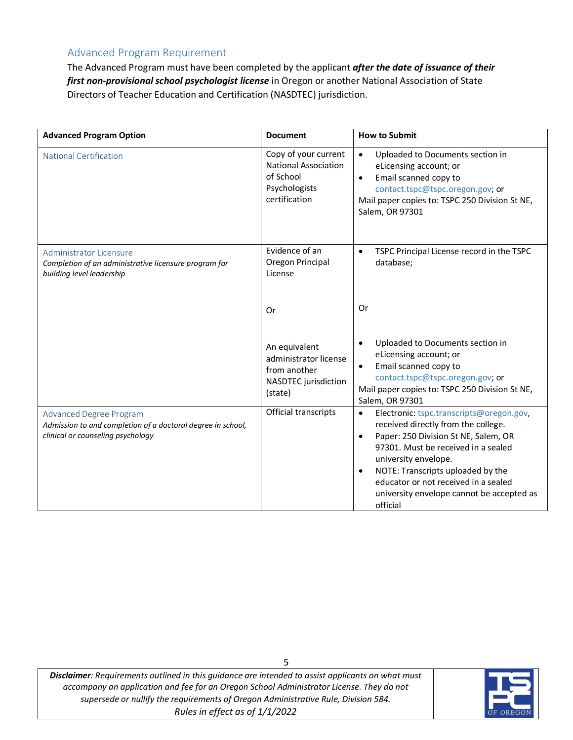## Advanced Program Requirement

The Advanced Program must have been completed by the applicant ***after the date of issuance of their first non-provisional school psychologist license*** in Oregon or another National Association of State Directors of Teacher Education and Certification (NASDTEC) jurisdiction.

| Advanced Program Option | Document | How to Submit |
|---|---|---|
| National Certification | Copy of your current National Association of School Psychologists certification | • Uploaded to Documents section in eLicensing account; or<br>• Email scanned copy to contact.tspc@tspc.oregon.gov; or<br>Mail paper copies to: TSPC 250 Division St NE, Salem, OR 97301 |
| Administrator Licensure<br>*Completion of an administrative licensure program for building level leadership* | Evidence of an Oregon Principal License<br><br>Or<br><br>An equivalent administrator license from another NASDTEC jurisdiction (state) | • TSPC Principal License record in the TSPC database;<br><br>Or<br><br>• Uploaded to Documents section in eLicensing account; or<br>• Email scanned copy to contact.tspc@tspc.oregon.gov; or<br>Mail paper copies to: TSPC 250 Division St NE, Salem, OR 97301 |
| Advanced Degree Program<br>*Admission to and completion of a doctoral degree in school, clinical or counseling psychology* | Official transcripts | • Electronic: tspc.transcripts@oregon.gov, received directly from the college.<br>• Paper: 250 Division St NE, Salem, OR 97301. Must be received in a sealed university envelope.<br>• NOTE: Transcripts uploaded by the educator or not received in a sealed university envelope cannot be accepted as official |

***Disclaimer**: Requirements outlined in this guidance are intended to assist applicants on what must accompany an application and fee for an Oregon School Administrator License. They do not supersede or nullify the requirements of Oregon Administrative Rule, Division 584.*
*Rules in effect as of 1/1/2022*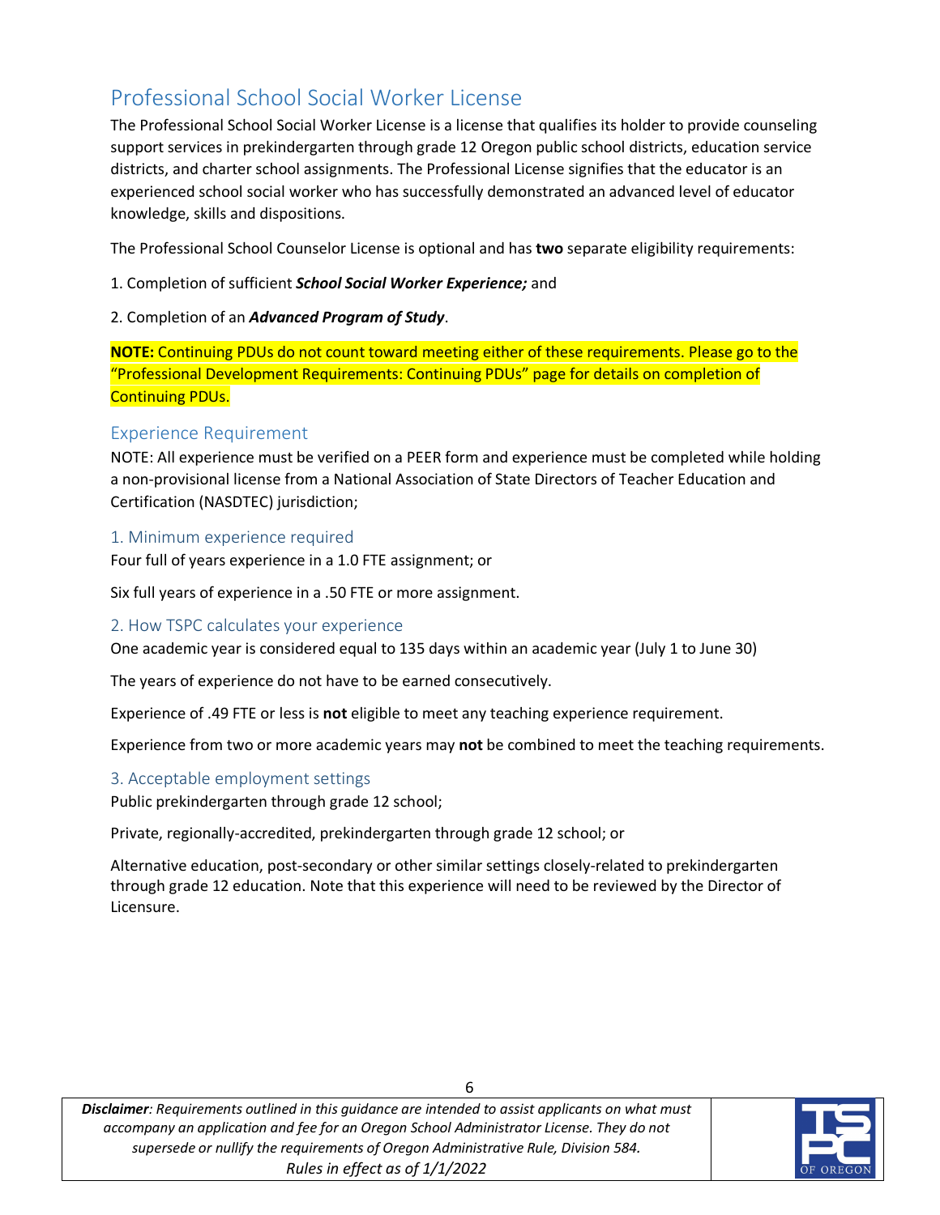## Professional School Social Worker License

The Professional School Social Worker License is a license that qualifies its holder to provide counseling support services in prekindergarten through grade 12 Oregon public school districts, education service districts, and charter school assignments. The Professional License signifies that the educator is an experienced school social worker who has successfully demonstrated an advanced level of educator knowledge, skills and dispositions.

The Professional School Counselor License is optional and has **two** separate eligibility requirements:

1. Completion of sufficient ***School Social Worker Experience;*** and

2. Completion of an ***Advanced Program of Study***.

**NOTE:** Continuing PDUs do not count toward meeting either of these requirements. Please go to the "Professional Development Requirements: Continuing PDUs" page for details on completion of Continuing PDUs.

### Experience Requirement

NOTE: All experience must be verified on a PEER form and experience must be completed while holding a non-provisional license from a National Association of State Directors of Teacher Education and Certification (NASDTEC) jurisdiction;

#### 1. Minimum experience required

Four full of years experience in a 1.0 FTE assignment; or

Six full years of experience in a .50 FTE or more assignment.

#### 2. How TSPC calculates your experience

One academic year is considered equal to 135 days within an academic year (July 1 to June 30)

The years of experience do not have to be earned consecutively.

Experience of .49 FTE or less is **not** eligible to meet any teaching experience requirement.

Experience from two or more academic years may **not** be combined to meet the teaching requirements.

#### 3. Acceptable employment settings

Public prekindergarten through grade 12 school;

Private, regionally-accredited, prekindergarten through grade 12 school; or

Alternative education, post-secondary or other similar settings closely-related to prekindergarten through grade 12 education. Note that this experience will need to be reviewed by the Director of Licensure.

***Disclaimer**: Requirements outlined in this guidance are intended to assist applicants on what must accompany an application and fee for an Oregon School Administrator License. They do not supersede or nullify the requirements of Oregon Administrative Rule, Division 584.*
*Rules in effect as of 1/1/2022*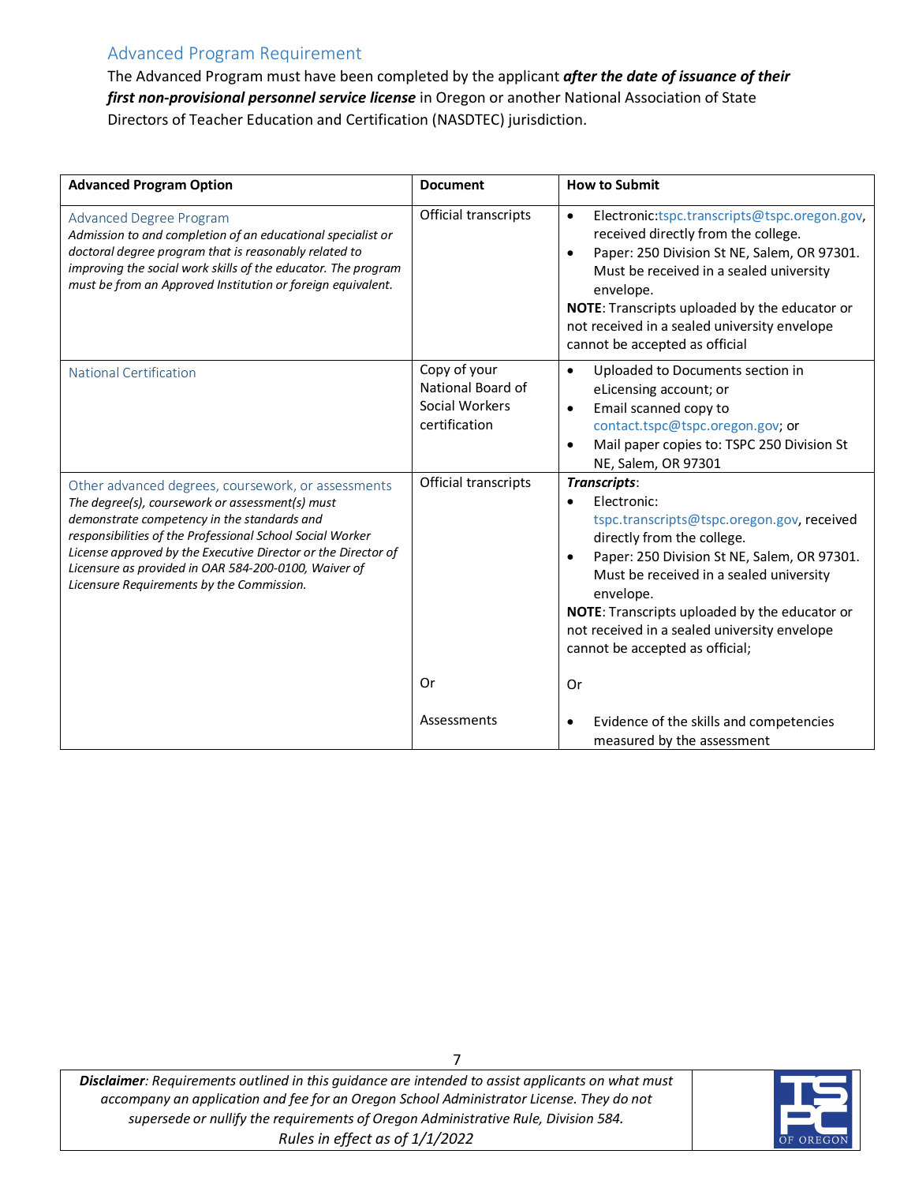## Advanced Program Requirement

The Advanced Program must have been completed by the applicant ***after the date of issuance of their first non-provisional personnel service license*** in Oregon or another National Association of State Directors of Teacher Education and Certification (NASDTEC) jurisdiction.

| Advanced Program Option | Document | How to Submit |
|---|---|---|
| Advanced Degree Program<br>*Admission to and completion of an educational specialist or doctoral degree program that is reasonably related to improving the social work skills of the educator. The program must be from an Approved Institution or foreign equivalent.* | Official transcripts | • Electronic:tspc.transcripts@tspc.oregon.gov, received directly from the college.<br>• Paper: 250 Division St NE, Salem, OR 97301. Must be received in a sealed university envelope.<br>**NOTE**: Transcripts uploaded by the educator or not received in a sealed university envelope cannot be accepted as official |
| National Certification | Copy of your National Board of Social Workers certification | • Uploaded to Documents section in eLicensing account; or<br>• Email scanned copy to contact.tspc@tspc.oregon.gov; or<br>• Mail paper copies to: TSPC 250 Division St NE, Salem, OR 97301 |
| Other advanced degrees, coursework, or assessments<br>*The degree(s), coursework or assessment(s) must demonstrate competency in the standards and responsibilities of the Professional School Social Worker License approved by the Executive Director or the Director of Licensure as provided in OAR 584-200-0100, Waiver of Licensure Requirements by the Commission.* | Official transcripts<br><br>Or<br><br>Assessments | ***Transcripts***:<br>• Electronic: tspc.transcripts@tspc.oregon.gov, received directly from the college.<br>• Paper: 250 Division St NE, Salem, OR 97301. Must be received in a sealed university envelope.<br>**NOTE**: Transcripts uploaded by the educator or not received in a sealed university envelope cannot be accepted as official;<br><br>Or<br><br>• Evidence of the skills and competencies measured by the assessment |

***Disclaimer***: *Requirements outlined in this guidance are intended to assist applicants on what must accompany an application and fee for an Oregon School Administrator License. They do not supersede or nullify the requirements of Oregon Administrative Rule, Division 584.*
*Rules in effect as of 1/1/2022*